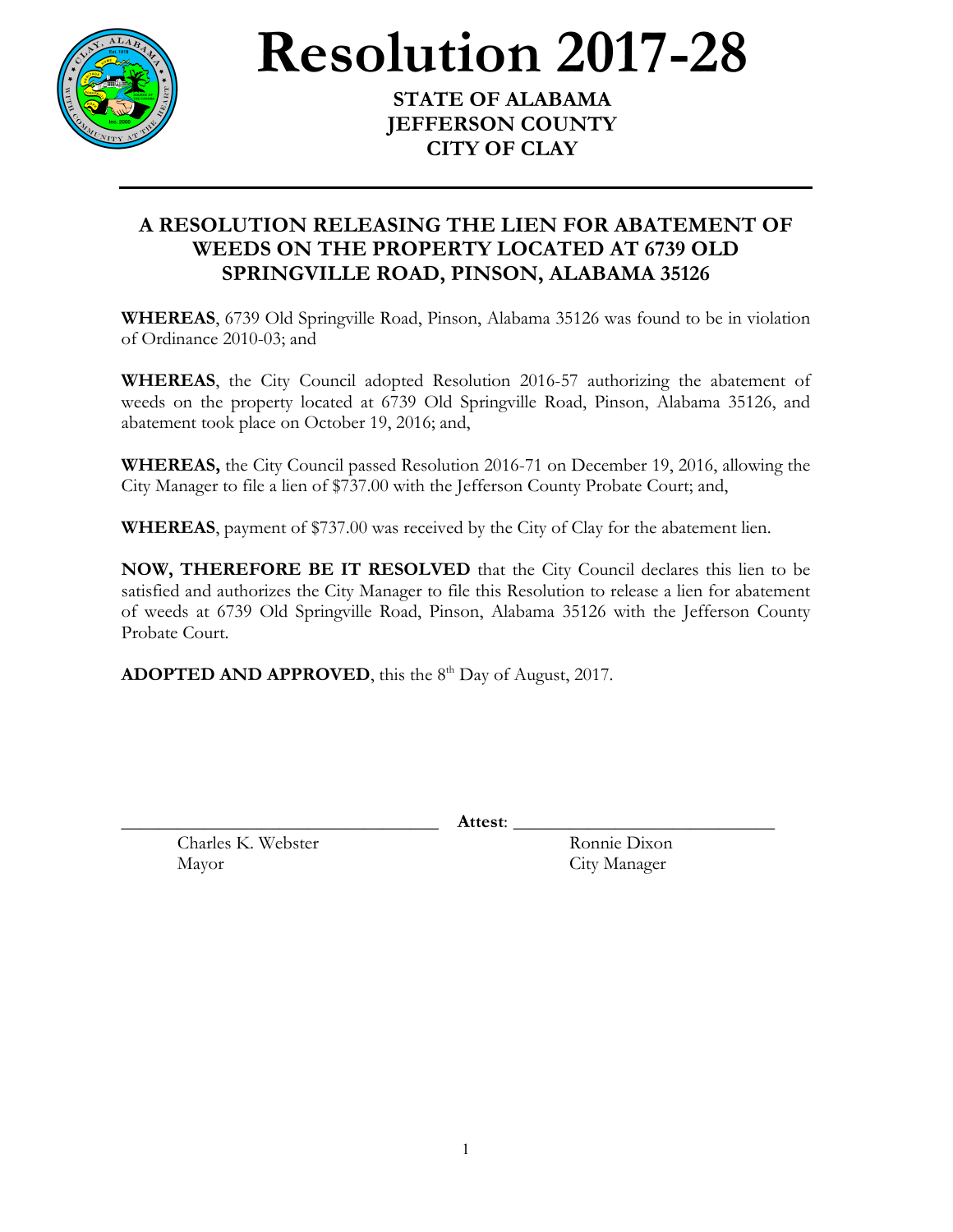# Resolution 2017-28

**STATE OF ALABAMA**
**JEFFERSON COUNTY**
**CITY OF CLAY**

---

## A RESOLUTION RELEASING THE LIEN FOR ABATEMENT OF WEEDS ON THE PROPERTY LOCATED AT 6739 OLD SPRINGVILLE ROAD, PINSON, ALABAMA 35126

**WHEREAS**, 6739 Old Springville Road, Pinson, Alabama 35126 was found to be in violation of Ordinance 2010-03; and

**WHEREAS**, the City Council adopted Resolution 2016-57 authorizing the abatement of weeds on the property located at 6739 Old Springville Road, Pinson, Alabama 35126, and abatement took place on October 19, 2016; and,

**WHEREAS,** the City Council passed Resolution 2016-71 on December 19, 2016, allowing the City Manager to file a lien of $737.00 with the Jefferson County Probate Court; and,

**WHEREAS**, payment of $737.00 was received by the City of Clay for the abatement lien.

**NOW, THEREFORE BE IT RESOLVED** that the City Council declares this lien to be satisfied and authorizes the City Manager to file this Resolution to release a lien for abatement of weeds at 6739 Old Springville Road, Pinson, Alabama 35126 with the Jefferson County Probate Court.

**ADOPTED AND APPROVED**, this the 8th Day of August, 2017.

\_\_\_\_\_\_\_\_\_\_\_\_\_\_\_\_\_\_\_\_\_\_\_\_\_\_\_\_\_\_\_\_\_\_ **Attest**: \_\_\_\_\_\_\_\_\_\_\_\_\_\_\_\_\_\_\_\_\_\_\_\_\_\_\_\_

Charles K. Webster
Mayor

Ronnie Dixon
City Manager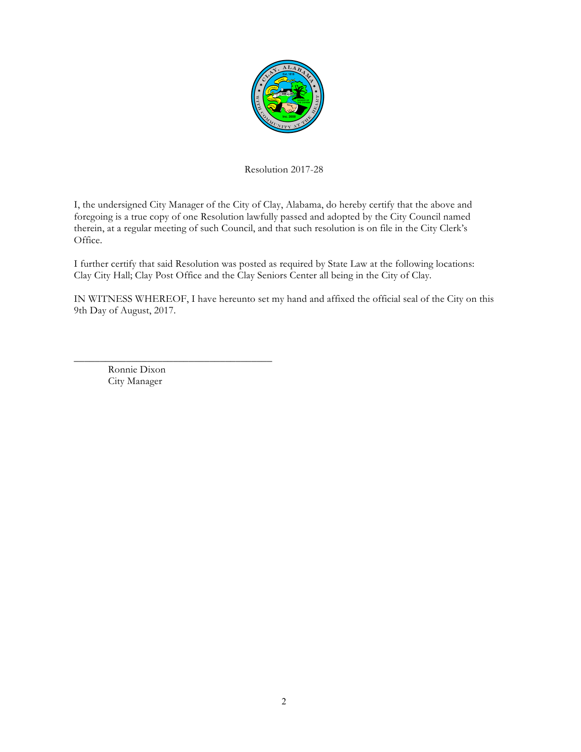Resolution 2017-28

I, the undersigned City Manager of the City of Clay, Alabama, do hereby certify that the above and foregoing is a true copy of one Resolution lawfully passed and adopted by the City Council named therein, at a regular meeting of such Council, and that such resolution is on file in the City Clerk's Office.

I further certify that said Resolution was posted as required by State Law at the following locations: Clay City Hall; Clay Post Office and the Clay Seniors Center all being in the City of Clay.

IN WITNESS WHEREOF, I have hereunto set my hand and affixed the official seal of the City on this 9th Day of August, 2017.

\_\_\_\_\_\_\_\_\_\_\_\_\_\_\_\_\_\_\_\_\_\_\_\_\_\_\_\_\_\_\_\_\_\_\_\_\_\_\_\_

Ronnie Dixon
City Manager